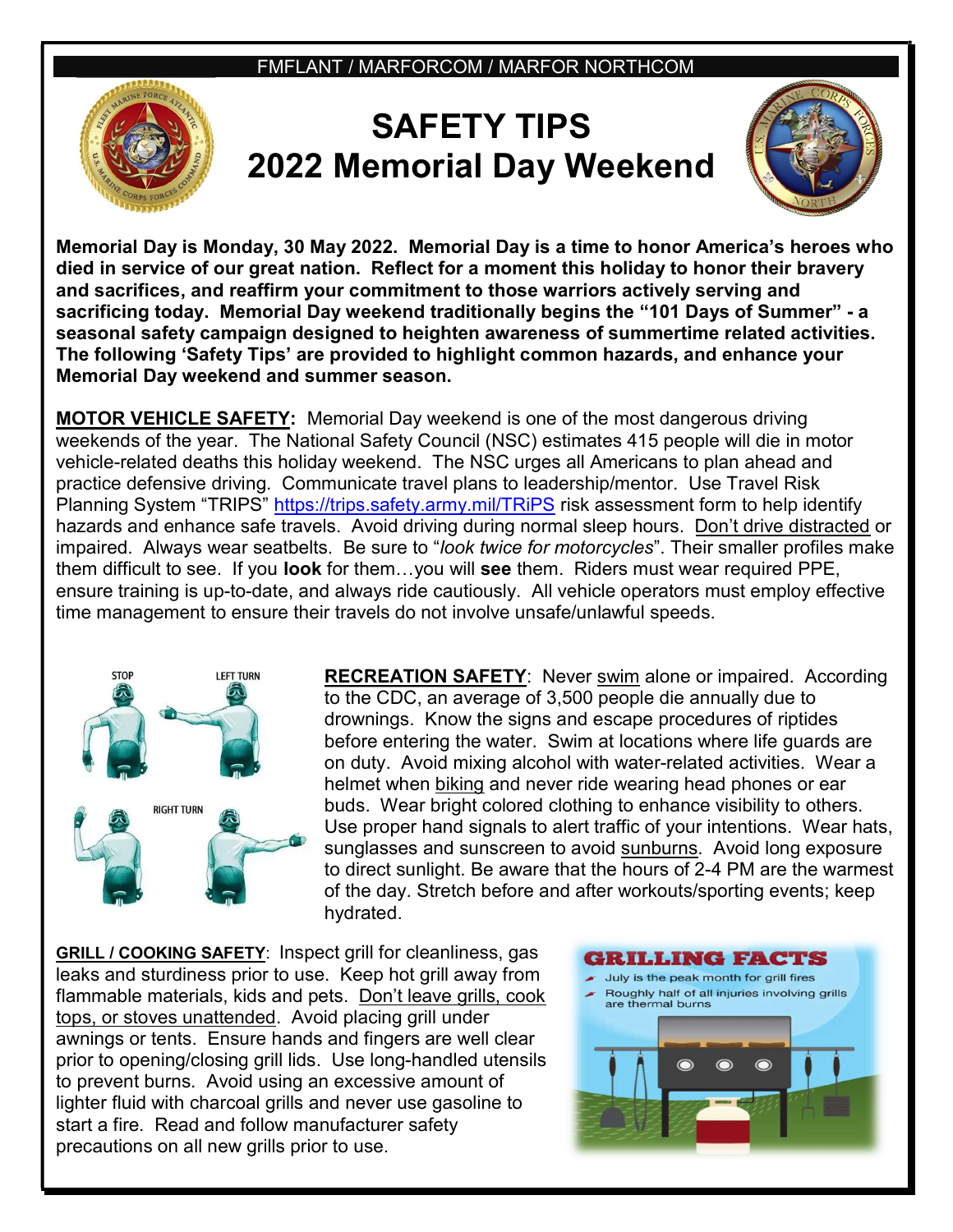FMFLANT / MARFORCOM / MARFOR NORTHCOM

# SAFETY TIPS
# 2022 Memorial Day Weekend

**Memorial Day is Monday, 30 May 2022. Memorial Day is a time to honor America's heroes who died in service of our great nation. Reflect for a moment this holiday to honor their bravery and sacrifices, and reaffirm your commitment to those warriors actively serving and sacrificing today. Memorial Day weekend traditionally begins the "101 Days of Summer" - a seasonal safety campaign designed to heighten awareness of summertime related activities. The following 'Safety Tips' are provided to highlight common hazards, and enhance your Memorial Day weekend and summer season.**

**MOTOR VEHICLE SAFETY:** Memorial Day weekend is one of the most dangerous driving weekends of the year. The National Safety Council (NSC) estimates 415 people will die in motor vehicle-related deaths this holiday weekend. The NSC urges all Americans to plan ahead and practice defensive driving. Communicate travel plans to leadership/mentor. Use Travel Risk Planning System "TRIPS" https://trips.safety.army.mil/TRiPS risk assessment form to help identify hazards and enhance safe travels. Avoid driving during normal sleep hours. Don't drive distracted or impaired. Always wear seatbelts. Be sure to "*look twice for motorcycles*". Their smaller profiles make them difficult to see. If you **look** for them…you will **see** them. Riders must wear required PPE, ensure training is up-to-date, and always ride cautiously. All vehicle operators must employ effective time management to ensure their travels do not involve unsafe/unlawful speeds.

STOP LEFT TURN RIGHT TURN

**RECREATION SAFETY**: Never swim alone or impaired. According to the CDC, an average of 3,500 people die annually due to drownings. Know the signs and escape procedures of riptides before entering the water. Swim at locations where life guards are on duty. Avoid mixing alcohol with water-related activities. Wear a helmet when biking and never ride wearing head phones or ear buds. Wear bright colored clothing to enhance visibility to others. Use proper hand signals to alert traffic of your intentions. Wear hats, sunglasses and sunscreen to avoid sunburns. Avoid long exposure to direct sunlight. Be aware that the hours of 2-4 PM are the warmest of the day. Stretch before and after workouts/sporting events; keep hydrated.

**GRILL / COOKING SAFETY**: Inspect grill for cleanliness, gas leaks and sturdiness prior to use. Keep hot grill away from flammable materials, kids and pets. Don't leave grills, cook tops, or stoves unattended. Avoid placing grill under awnings or tents. Ensure hands and fingers are well clear prior to opening/closing grill lids. Use long-handled utensils to prevent burns. Avoid using an excessive amount of lighter fluid with charcoal grills and never use gasoline to start a fire. Read and follow manufacturer safety precautions on all new grills prior to use.

**GRILLING FACTS**

- July is the peak month for grill fires
- Roughly half of all injuries involving grills are thermal burns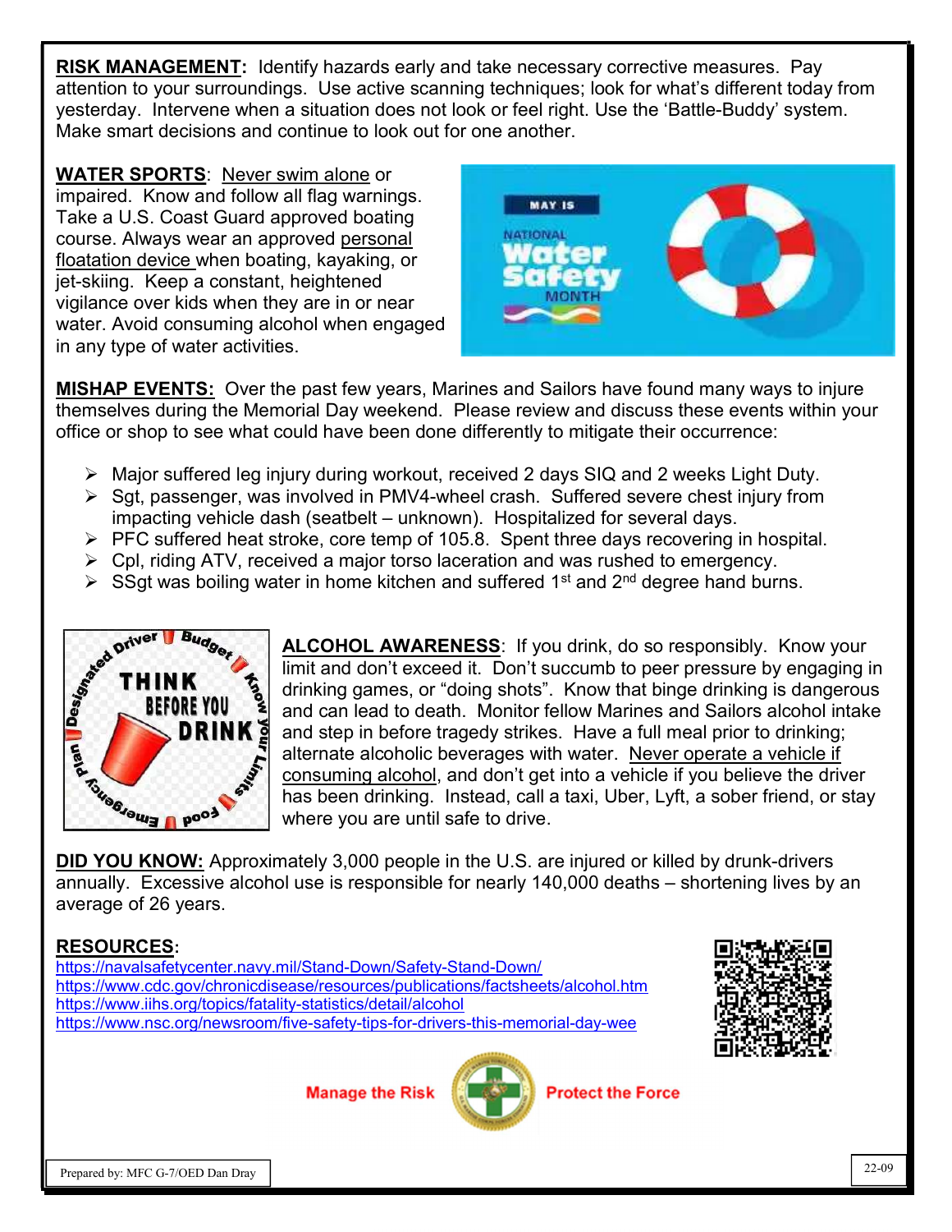**RISK MANAGEMENT:** Identify hazards early and take necessary corrective measures. Pay attention to your surroundings. Use active scanning techniques; look for what's different today from yesterday. Intervene when a situation does not look or feel right. Use the 'Battle-Buddy' system. Make smart decisions and continue to look out for one another.

**WATER SPORTS**: Never swim alone or impaired. Know and follow all flag warnings. Take a U.S. Coast Guard approved boating course. Always wear an approved personal floatation device when boating, kayaking, or jet-skiing. Keep a constant, heightened vigilance over kids when they are in or near water. Avoid consuming alcohol when engaged in any type of water activities.

**MISHAP EVENTS:** Over the past few years, Marines and Sailors have found many ways to injure themselves during the Memorial Day weekend. Please review and discuss these events within your office or shop to see what could have been done differently to mitigate their occurrence:

- Major suffered leg injury during workout, received 2 days SIQ and 2 weeks Light Duty.
- Sgt, passenger, was involved in PMV4-wheel crash. Suffered severe chest injury from impacting vehicle dash (seatbelt – unknown). Hospitalized for several days.
- PFC suffered heat stroke, core temp of 105.8. Spent three days recovering in hospital.
- Cpl, riding ATV, received a major torso laceration and was rushed to emergency.
- SSgt was boiling water in home kitchen and suffered 1st and 2nd degree hand burns.

**ALCOHOL AWARENESS**: If you drink, do so responsibly. Know your limit and don't exceed it. Don't succumb to peer pressure by engaging in drinking games, or "doing shots". Know that binge drinking is dangerous and can lead to death. Monitor fellow Marines and Sailors alcohol intake and step in before tragedy strikes. Have a full meal prior to drinking; alternate alcoholic beverages with water. Never operate a vehicle if consuming alcohol, and don't get into a vehicle if you believe the driver has been drinking. Instead, call a taxi, Uber, Lyft, a sober friend, or stay where you are until safe to drive.

**DID YOU KNOW:** Approximately 3,000 people in the U.S. are injured or killed by drunk-drivers annually. Excessive alcohol use is responsible for nearly 140,000 deaths – shortening lives by an average of 26 years.

**RESOURCES**:

https://navalsafetycenter.navy.mil/Stand-Down/Safety-Stand-Down/
https://www.cdc.gov/chronicdisease/resources/publications/factsheets/alcohol.htm
https://www.iihs.org/topics/fatality-statistics/detail/alcohol
https://www.nsc.org/newsroom/five-safety-tips-for-drivers-this-memorial-day-wee

Manage the Risk Protect the Force

Prepared by: MFC G-7/OED Dan Dray

22-09